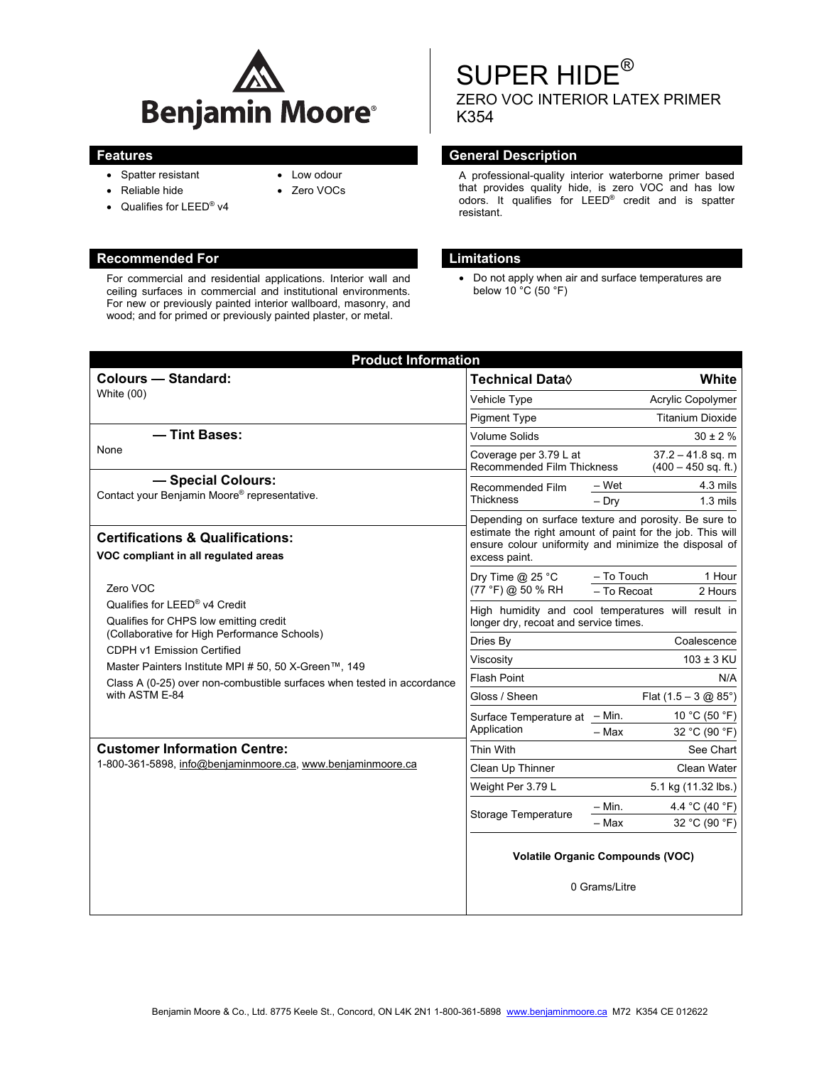Benjamin Moore®

# SUPER HIDE®

ZERO VOC INTERIOR LATEX PRIMER
K354

## Features

- Spatter resistant
- Reliable hide
- Qualifies for LEED® v4
- Low odour
- Zero VOCs

## General Description

A professional-quality interior waterborne primer based that provides quality hide, is zero VOC and has low odors. It qualifies for LEED® credit and is spatter resistant.

## Recommended For

For commercial and residential applications. Interior wall and ceiling surfaces in commercial and institutional environments. For new or previously painted interior wallboard, masonry, and wood; and for primed or previously painted plaster, or metal.

## Limitations

- Do not apply when air and surface temperatures are below 10 °C (50 °F)

## Product Information

### Colours — Standard:

White (00)

### — Tint Bases:

None

### — Special Colours:

Contact your Benjamin Moore® representative.

### Certifications & Qualifications:

**VOC compliant in all regulated areas**

Zero VOC

Qualifies for LEED® v4 Credit

Qualifies for CHPS low emitting credit (Collaborative for High Performance Schools)

CDPH v1 Emission Certified

Master Painters Institute MPI # 50, 50 X-Green™, 149

Class A (0-25) over non-combustible surfaces when tested in accordance with ASTM E-84

### Customer Information Centre:

1-800-361-5898, info@benjaminmoore.ca, www.benjaminmoore.ca

| Technical Data◊ | | White |
|---|---|---|
| Vehicle Type | | Acrylic Copolymer |
| Pigment Type | | Titanium Dioxide |
| Volume Solids | | 30 ± 2 % |
| Coverage per 3.79 L at Recommended Film Thickness | | 37.2 – 41.8 sq. m (400 – 450 sq. ft.) |
| Recommended Film Thickness | – Wet | 4.3 mils |
| | – Dry | 1.3 mils |
| Depending on surface texture and porosity. Be sure to estimate the right amount of paint for the job. This will ensure colour uniformity and minimize the disposal of excess paint. | | |
| Dry Time @ 25 °C (77 °F) @ 50 % RH | – To Touch | 1 Hour |
| | – To Recoat | 2 Hours |
| High humidity and cool temperatures will result in longer dry, recoat and service times. | | |
| Dries By | | Coalescence |
| Viscosity | | 103 ± 3 KU |
| Flash Point | | N/A |
| Gloss / Sheen | | Flat (1.5 – 3 @ 85°) |
| Surface Temperature at Application | – Min. | 10 °C (50 °F) |
| | – Max | 32 °C (90 °F) |
| Thin With | | See Chart |
| Clean Up Thinner | | Clean Water |
| Weight Per 3.79 L | | 5.1 kg (11.32 lbs.) |
| Storage Temperature | – Min. | 4.4 °C (40 °F) |
| | – Max | 32 °C (90 °F) |

**Volatile Organic Compounds (VOC)**

0 Grams/Litre

Benjamin Moore & Co., Ltd. 8775 Keele St., Concord, ON L4K 2N1 1-800-361-5898 www.benjaminmoore.ca M72 K354 CE 012622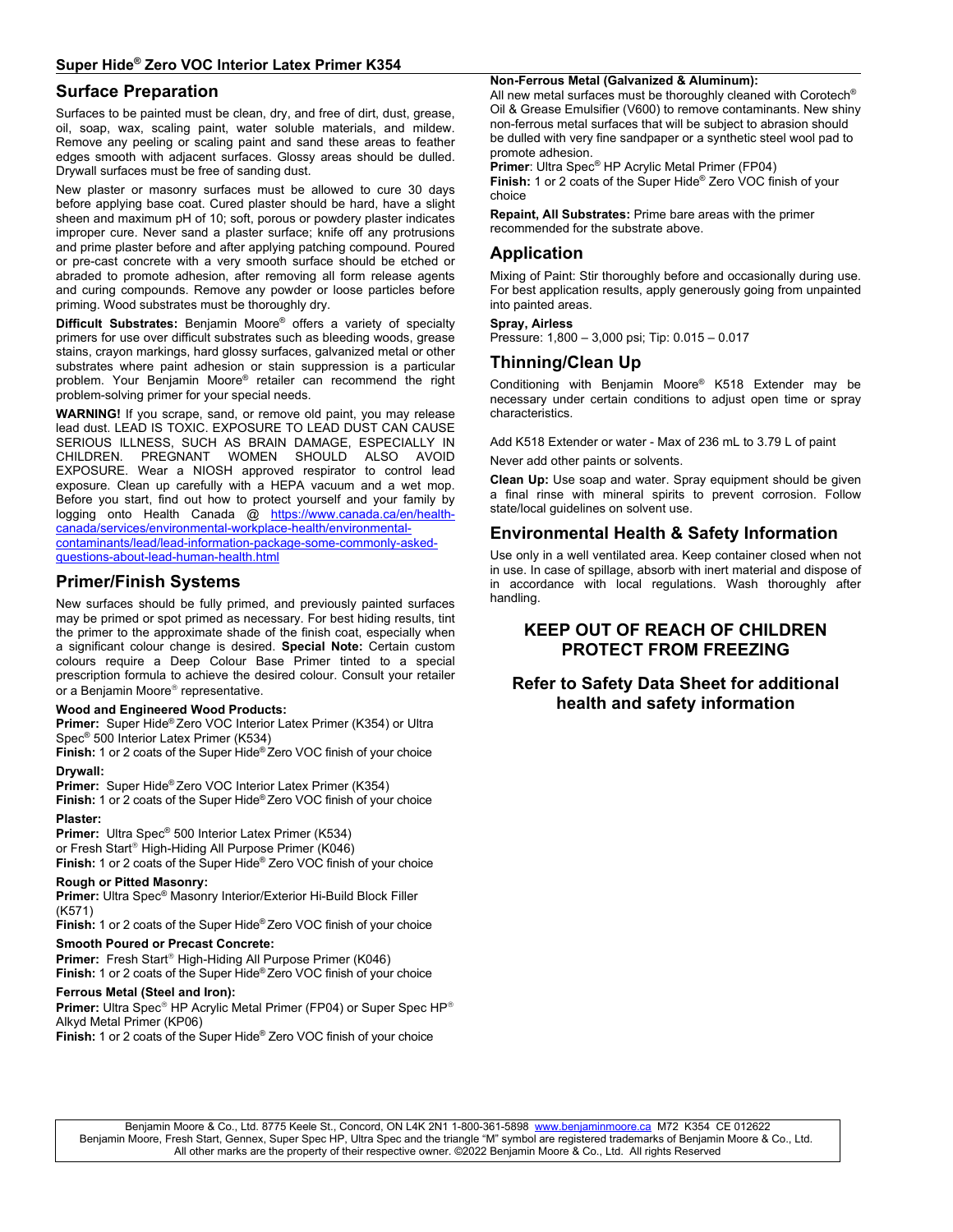## Surface Preparation

Surfaces to be painted must be clean, dry, and free of dirt, dust, grease, oil, soap, wax, scaling paint, water soluble materials, and mildew. Remove any peeling or scaling paint and sand these areas to feather edges smooth with adjacent surfaces. Glossy areas should be dulled. Drywall surfaces must be free of sanding dust.

New plaster or masonry surfaces must be allowed to cure 30 days before applying base coat. Cured plaster should be hard, have a slight sheen and maximum pH of 10; soft, porous or powdery plaster indicates improper cure. Never sand a plaster surface; knife off any protrusions and prime plaster before and after applying patching compound. Poured or pre-cast concrete with a very smooth surface should be etched or abraded to promote adhesion, after removing all form release agents and curing compounds. Remove any powder or loose particles before priming. Wood substrates must be thoroughly dry.

**Difficult Substrates:** Benjamin Moore® offers a variety of specialty primers for use over difficult substrates such as bleeding woods, grease stains, crayon markings, hard glossy surfaces, galvanized metal or other substrates where paint adhesion or stain suppression is a particular problem. Your Benjamin Moore® retailer can recommend the right problem-solving primer for your special needs.

**WARNING!** If you scrape, sand, or remove old paint, you may release lead dust. LEAD IS TOXIC. EXPOSURE TO LEAD DUST CAN CAUSE SERIOUS ILLNESS, SUCH AS BRAIN DAMAGE, ESPECIALLY IN CHILDREN. PREGNANT WOMEN SHOULD ALSO AVOID EXPOSURE. Wear a NIOSH approved respirator to control lead exposure. Clean up carefully with a HEPA vacuum and a wet mop. Before you start, find out how to protect yourself and your family by logging onto Health Canada @ https://www.canada.ca/en/health-canada/services/environmental-workplace-health/environmental-contaminants/lead/lead-information-package-some-commonly-asked-questions-about-lead-human-health.html

## Primer/Finish Systems

New surfaces should be fully primed, and previously painted surfaces may be primed or spot primed as necessary. For best hiding results, tint the primer to the approximate shade of the finish coat, especially when a significant colour change is desired. **Special Note:** Certain custom colours require a Deep Colour Base Primer tinted to a special prescription formula to achieve the desired colour. Consult your retailer or a Benjamin Moore® representative.

**Wood and Engineered Wood Products:**
**Primer:** Super Hide® Zero VOC Interior Latex Primer (K354) or Ultra Spec® 500 Interior Latex Primer (K534)
**Finish:** 1 or 2 coats of the Super Hide® Zero VOC finish of your choice

**Drywall:**
**Primer:** Super Hide® Zero VOC Interior Latex Primer (K354)
**Finish:** 1 or 2 coats of the Super Hide® Zero VOC finish of your choice

**Plaster:**
**Primer:** Ultra Spec® 500 Interior Latex Primer (K534)
or Fresh Start® High-Hiding All Purpose Primer (K046)
**Finish:** 1 or 2 coats of the Super Hide® Zero VOC finish of your choice

**Rough or Pitted Masonry:**
**Primer:** Ultra Spec® Masonry Interior/Exterior Hi-Build Block Filler (K571)
**Finish:** 1 or 2 coats of the Super Hide® Zero VOC finish of your choice

**Smooth Poured or Precast Concrete:**
**Primer:** Fresh Start® High-Hiding All Purpose Primer (K046)
**Finish:** 1 or 2 coats of the Super Hide® Zero VOC finish of your choice

**Ferrous Metal (Steel and Iron):**
**Primer:** Ultra Spec® HP Acrylic Metal Primer (FP04) or Super Spec HP® Alkyd Metal Primer (KP06)
**Finish:** 1 or 2 coats of the Super Hide® Zero VOC finish of your choice

**Non-Ferrous Metal (Galvanized & Aluminum):**
All new metal surfaces must be thoroughly cleaned with Corotech® Oil & Grease Emulsifier (V600) to remove contaminants. New shiny non-ferrous metal surfaces that will be subject to abrasion should be dulled with very fine sandpaper or a synthetic steel wool pad to promote adhesion.
**Primer**: Ultra Spec® HP Acrylic Metal Primer (FP04)
**Finish:** 1 or 2 coats of the Super Hide® Zero VOC finish of your choice

**Repaint, All Substrates:** Prime bare areas with the primer recommended for the substrate above.

## Application

Mixing of Paint: Stir thoroughly before and occasionally during use. For best application results, apply generously going from unpainted into painted areas.

**Spray, Airless**
Pressure: 1,800 – 3,000 psi; Tip: 0.015 – 0.017

## Thinning/Clean Up

Conditioning with Benjamin Moore® K518 Extender may be necessary under certain conditions to adjust open time or spray characteristics.

Add K518 Extender or water - Max of 236 mL to 3.79 L of paint

Never add other paints or solvents.

**Clean Up:** Use soap and water. Spray equipment should be given a final rinse with mineral spirits to prevent corrosion. Follow state/local guidelines on solvent use.

## Environmental Health & Safety Information

Use only in a well ventilated area. Keep container closed when not in use. In case of spillage, absorb with inert material and dispose of in accordance with local regulations. Wash thoroughly after handling.

**KEEP OUT OF REACH OF CHILDREN**
**PROTECT FROM FREEZING**

**Refer to Safety Data Sheet for additional health and safety information**

Benjamin Moore & Co., Ltd. 8775 Keele St., Concord, ON L4K 2N1 1-800-361-5898 www.benjaminmoore.ca M72 K354 CE 012622
Benjamin Moore, Fresh Start, Gennex, Super Spec HP, Ultra Spec and the triangle "M" symbol are registered trademarks of Benjamin Moore & Co., Ltd. All other marks are the property of their respective owner. ©2022 Benjamin Moore & Co., Ltd. All rights Reserved